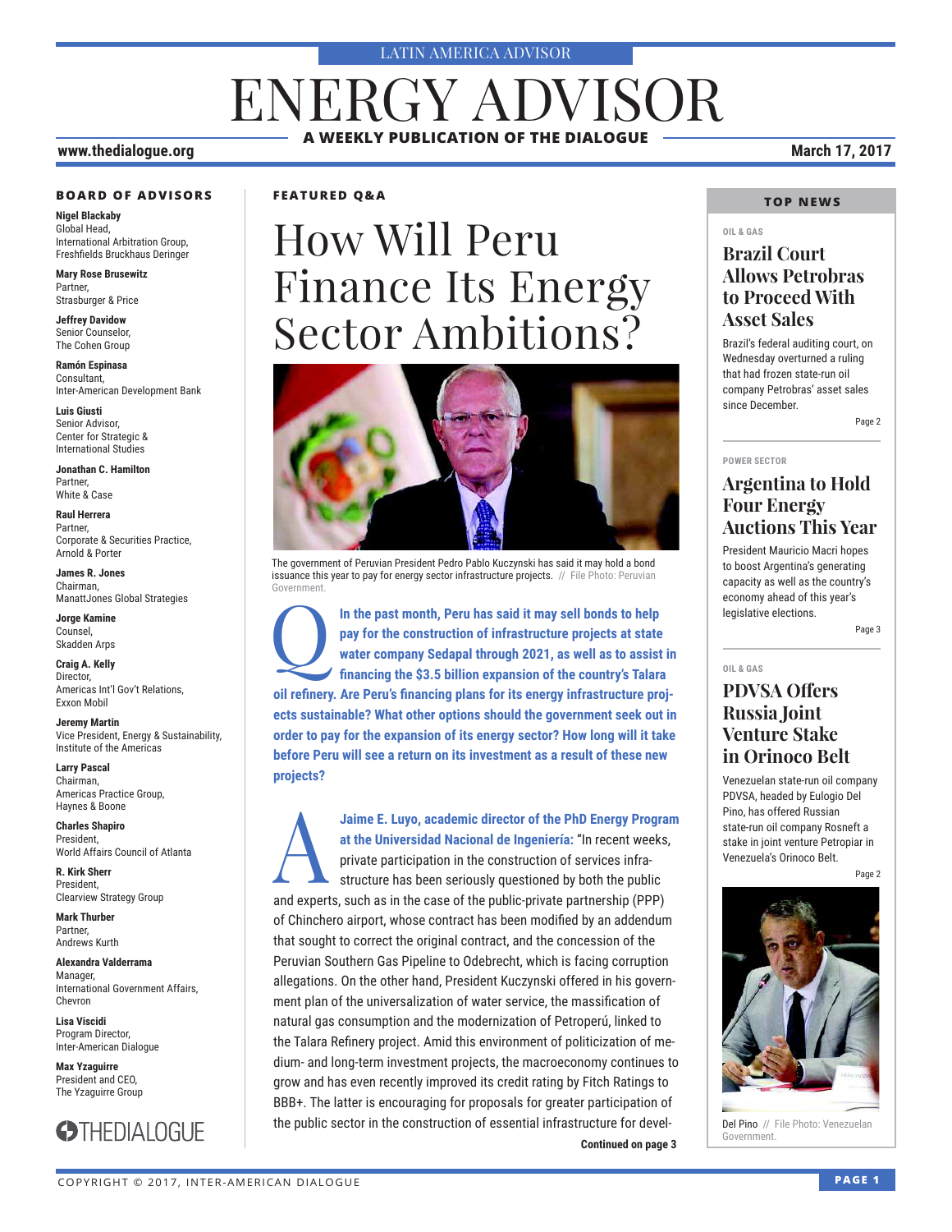LATIN AMERICA ADVISOR

# ENERGY ADVISOR

**A WEEKLY PUBLICATION OF THE DIALOGUE**

www.thedialogue.org

March 17, 2017

### BOARD OF ADVISORS

**Nigel Blackaby**
Global Head,
International Arbitration Group,
Freshfields Bruckhaus Deringer

**Mary Rose Brusewitz**
Partner,
Strasburger & Price

**Jeffrey Davidow**
Senior Counselor,
The Cohen Group

**Ramón Espinasa**
Consultant,
Inter-American Development Bank

**Luis Giusti**
Senior Advisor,
Center for Strategic &
International Studies

**Jonathan C. Hamilton**
Partner,
White & Case

**Raul Herrera**
Partner,
Corporate & Securities Practice,
Arnold & Porter

**James R. Jones**
Chairman,
ManattJones Global Strategies

**Jorge Kamine**
Counsel,
Skadden Arps

**Craig A. Kelly**
Director,
Americas Int'l Gov't Relations,
Exxon Mobil

**Jeremy Martin**
Vice President, Energy & Sustainability,
Institute of the Americas

**Larry Pascal**
Chairman,
Americas Practice Group,
Haynes & Boone

**Charles Shapiro**
President,
World Affairs Council of Atlanta

**R. Kirk Sherr**
President,
Clearview Strategy Group

**Mark Thurber**
Partner,
Andrews Kurth

**Alexandra Valderrama**
Manager,
International Government Affairs,
Chevron

**Lisa Viscidi**
Program Director,
Inter-American Dialogue

**Max Yzaguirre**
President and CEO,
The Yzaguirre Group

THEDIALOGUE

### FEATURED Q&A

## How Will Peru Finance Its Energy Sector Ambitions?

The government of Peruvian President Pedro Pablo Kuczynski has said it may hold a bond issuance this year to pay for energy sector infrastructure projects. // File Photo: Peruvian Government.

**Q In the past month, Peru has said it may sell bonds to help pay for the construction of infrastructure projects at state water company Sedapal through 2021, as well as to assist in financing the $3.5 billion expansion of the country's Talara oil refinery. Are Peru's financing plans for its energy infrastructure projects sustainable? What other options should the government seek out in order to pay for the expansion of its energy sector? How long will it take before Peru will see a return on its investment as a result of these new projects?**

**A Jaime E. Luyo, academic director of the PhD Energy Program at the Universidad Nacional de Ingeniería:** "In recent weeks, private participation in the construction of services infrastructure has been seriously questioned by both the public and experts, such as in the case of the public-private partnership (PPP) of Chinchero airport, whose contract has been modified by an addendum that sought to correct the original contract, and the concession of the Peruvian Southern Gas Pipeline to Odebrecht, which is facing corruption allegations. On the other hand, President Kuczynski offered in his government plan of the universalization of water service, the massification of natural gas consumption and the modernization of Petroperú, linked to the Talara Refinery project. Amid this environment of politicization of medium- and long-term investment projects, the macroeconomy continues to grow and has even recently improved its credit rating by Fitch Ratings to BBB+. The latter is encouraging for proposals for greater participation of the public sector in the construction of essential infrastructure for devel-

**Continued on page 3**

### TOP NEWS

OIL & GAS

#### Brazil Court Allows Petrobras to Proceed With Asset Sales

Brazil's federal auditing court, on Wednesday overturned a ruling that had frozen state-run oil company Petrobras' asset sales since December.

Page 2

POWER SECTOR

#### Argentina to Hold Four Energy Auctions This Year

President Mauricio Macri hopes to boost Argentina's generating capacity as well as the country's economy ahead of this year's legislative elections.

Page 3

OIL & GAS

#### PDVSA Offers Russia Joint Venture Stake in Orinoco Belt

Venezuelan state-run oil company PDVSA, headed by Eulogio Del Pino, has offered Russian state-run oil company Rosneft a stake in joint venture Petropiar in Venezuela's Orinoco Belt.

Page 2

Del Pino // File Photo: Venezuelan Government.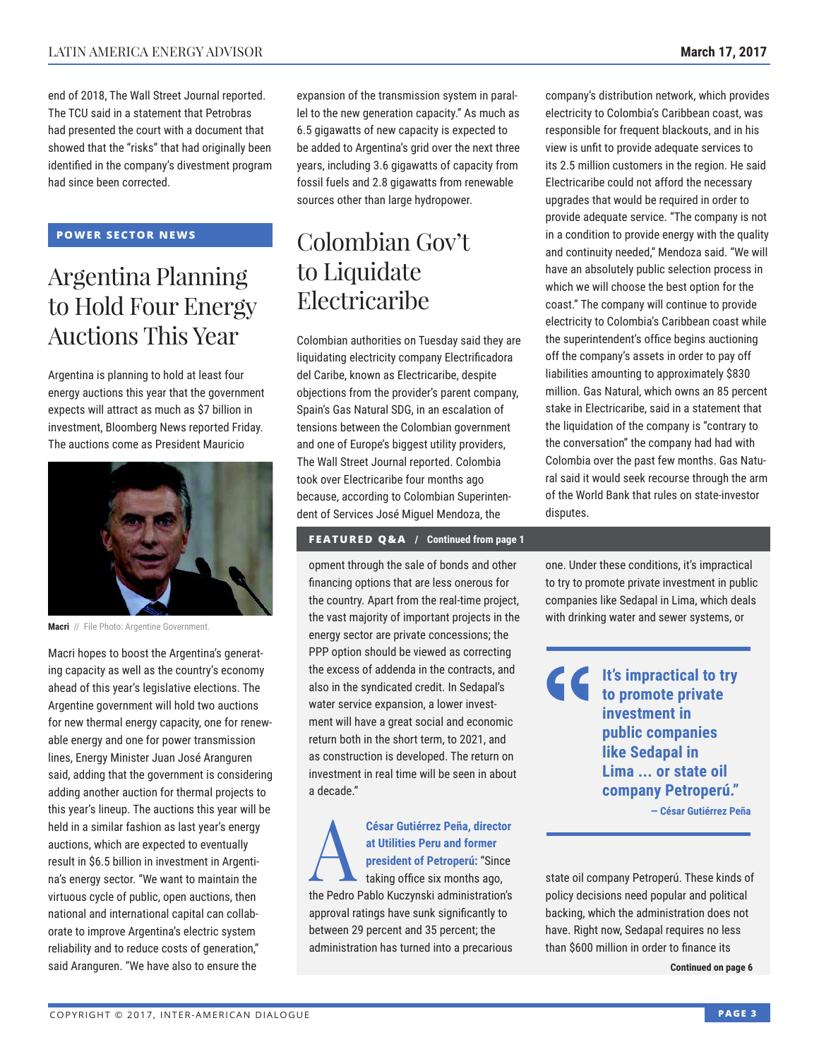end of 2018, The Wall Street Journal reported. The TCU said in a statement that Petrobras had presented the court with a document that showed that the "risks" that had originally been identified in the company's divestment program had since been corrected.

**POWER SECTOR NEWS**

## Argentina Planning to Hold Four Energy Auctions This Year

Argentina is planning to hold at least four energy auctions this year that the government expects will attract as much as $7 billion in investment, Bloomberg News reported Friday. The auctions come as President Mauricio Macri hopes to boost the Argentina's generating capacity as well as the country's economy ahead of this year's legislative elections. The Argentine government will hold two auctions for new thermal energy capacity, one for renewable energy and one for power transmission lines, Energy Minister Juan José Aranguren said, adding that the government is considering adding another auction for thermal projects to this year's lineup. The auctions this year will be held in a similar fashion as last year's energy auctions, which are expected to eventually result in $6.5 billion in investment in Argentina's energy sector. "We want to maintain the virtuous cycle of public, open auctions, then national and international capital can collaborate to improve Argentina's electric system reliability and to reduce costs of generation," said Aranguren. "We have also to ensure the expansion of the transmission system in parallel to the new generation capacity." As much as 6.5 gigawatts of new capacity is expected to be added to Argentina's grid over the next three years, including 3.6 gigawatts of capacity from fossil fuels and 2.8 gigawatts from renewable sources other than large hydropower.

**Macri** // File Photo: Argentine Government.

## Colombian Gov't to Liquidate Electricaribe

Colombian authorities on Tuesday said they are liquidating electricity company Electrificadora del Caribe, known as Electricaribe, despite objections from the provider's parent company, Spain's Gas Natural SDG, in an escalation of tensions between the Colombian government and one of Europe's biggest utility providers, The Wall Street Journal reported. Colombia took over Electricaribe four months ago because, according to Colombian Superintendent of Services José Miguel Mendoza, the company's distribution network, which provides electricity to Colombia's Caribbean coast, was responsible for frequent blackouts, and in his view is unfit to provide adequate services to its 2.5 million customers in the region. He said Electricaribe could not afford the necessary upgrades that would be required in order to provide adequate service. "The company is not in a condition to provide energy with the quality and continuity needed," Mendoza said. "We will have an absolutely public selection process in which we will choose the best option for the coast." The company will continue to provide electricity to Colombia's Caribbean coast while the superintendent's office begins auctioning off the company's assets in order to pay off liabilities amounting to approximately $830 million. Gas Natural, which owns an 85 percent stake in Electricaribe, said in a statement that the liquidation of the company is "contrary to the conversation" the company had had with Colombia over the past few months. Gas Natural said it would seek recourse through the arm of the World Bank that rules on state-investor disputes.

**FEATURED Q&A / Continued from page 1**

opment through the sale of bonds and other financing options that are less onerous for the country. Apart from the real-time project, the vast majority of important projects in the energy sector are private concessions; the PPP option should be viewed as correcting the excess of addenda in the contracts, and also in the syndicated credit. In Sedapal's water service expansion, a lower investment will have a great social and economic return both in the short term, to 2021, and as construction is developed. The return on investment in real time will be seen in about a decade."

**A** **César Gutiérrez Peña, director at Utilities Peru and former president of Petroperú:** "Since taking office six months ago, the Pedro Pablo Kuczynski administration's approval ratings have sunk significantly to between 29 percent and 35 percent; the administration has turned into a precarious one. Under these conditions, it's impractical to try to promote private investment in public companies like Sedapal in Lima, which deals with drinking water and sewer systems, or state oil company Petroperú. These kinds of policy decisions need popular and political backing, which the administration does not have. Right now, Sedapal requires no less than $600 million in order to finance its

> **"It's impractical to try to promote private investment in public companies like Sedapal in Lima ... or state oil company Petroperú."**
> — César Gutiérrez Peña

**Continued on page 6**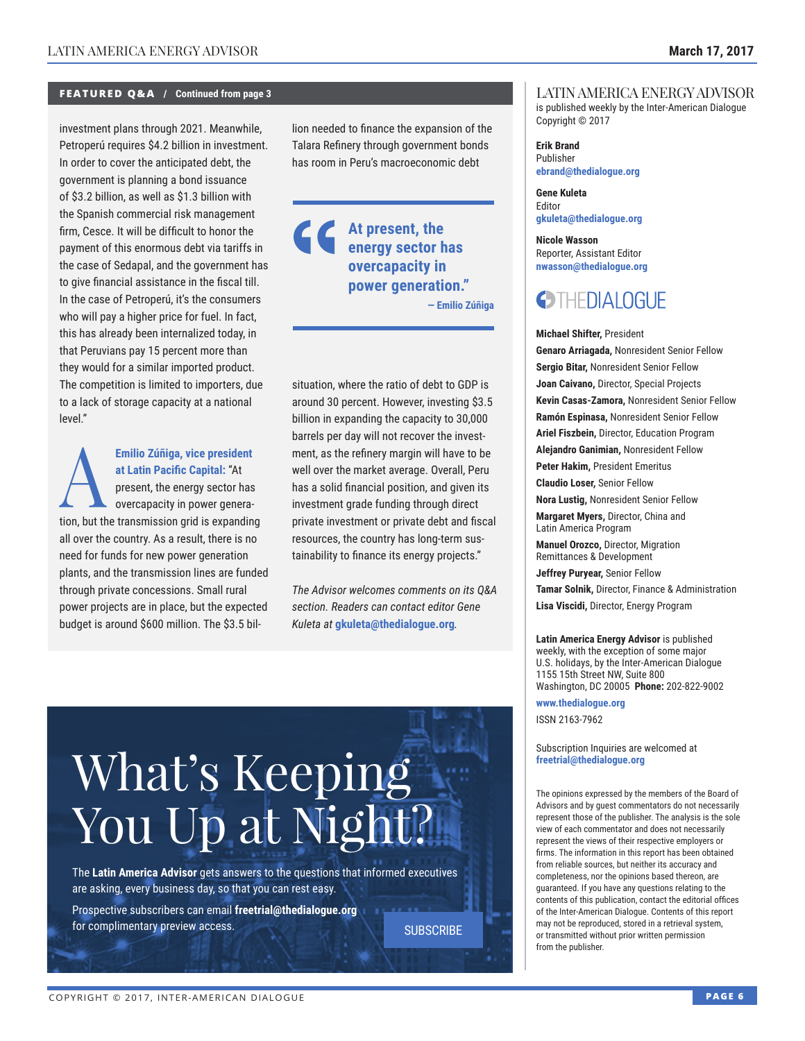**FEATURED Q&A / Continued from page 3**

investment plans through 2021. Meanwhile, Petroperú requires $4.2 billion in investment. In order to cover the anticipated debt, the government is planning a bond issuance of $3.2 billion, as well as $1.3 billion with the Spanish commercial risk management firm, Cesce. It will be difficult to honor the payment of this enormous debt via tariffs in the case of Sedapal, and the government has to give financial assistance in the fiscal till. In the case of Petroperú, it's the consumers who will pay a higher price for fuel. In fact, this has already been internalized today, in that Peruvians pay 15 percent more than they would for a similar imported product. The competition is limited to importers, due to a lack of storage capacity at a national level."

**A** **Emilio Zúñiga, vice president at Latin Pacific Capital:** "At present, the energy sector has overcapacity in power generation, but the transmission grid is expanding all over the country. As a result, there is no need for funds for new power generation plants, and the transmission lines are funded through private concessions. Small rural power projects are in place, but the expected budget is around $600 million. The $3.5 billion needed to finance the expansion of the Talara Refinery through government bonds has room in Peru's macroeconomic debt situation, where the ratio of debt to GDP is around 30 percent. However, investing $3.5 billion in expanding the capacity to 30,000 barrels per day will not recover the investment, as the refinery margin will have to be well over the market average. Overall, Peru has a solid financial position, and given its investment grade funding through direct private investment or private debt and fiscal resources, the country has long-term sustainability to finance its energy projects."

> **"At present, the energy sector has overcapacity in power generation."**
> — Emilio Zúñiga

*The Advisor welcomes comments on its Q&A section. Readers can contact editor Gene Kuleta at* **gkuleta@thedialogue.org***.*

# What's Keeping You Up at Night?

The **Latin America Advisor** gets answers to the questions that informed executives are asking, every business day, so that you can rest easy.

Prospective subscribers can email **freetrial@thedialogue.org** for complimentary preview access.

SUBSCRIBE

---

LATIN AMERICA ENERGY ADVISOR
is published weekly by the Inter-American Dialogue
Copyright © 2017

**Erik Brand**
Publisher
**ebrand@thedialogue.org**

**Gene Kuleta**
Editor
**gkuleta@thedialogue.org**

**Nicole Wasson**
Reporter, Assistant Editor
**nwasson@thedialogue.org**

THEDIALOGUE

**Michael Shifter,** President
**Genaro Arriagada,** Nonresident Senior Fellow
**Sergio Bitar,** Nonresident Senior Fellow
**Joan Caivano,** Director, Special Projects
**Kevin Casas-Zamora,** Nonresident Senior Fellow
**Ramón Espinasa,** Nonresident Senior Fellow
**Ariel Fiszbein,** Director, Education Program
**Alejandro Ganimian,** Nonresident Fellow
**Peter Hakim,** President Emeritus
**Claudio Loser,** Senior Fellow
**Nora Lustig,** Nonresident Senior Fellow
**Margaret Myers,** Director, China and Latin America Program
**Manuel Orozco,** Director, Migration Remittances & Development
**Jeffrey Puryear,** Senior Fellow
**Tamar Solnik,** Director, Finance & Administration
**Lisa Viscidi,** Director, Energy Program

**Latin America Energy Advisor** is published weekly, with the exception of some major U.S. holidays, by the Inter-American Dialogue
1155 15th Street NW, Suite 800
Washington, DC 20005 **Phone:** 202-822-9002

**www.thedialogue.org**

ISSN 2163-7962

Subscription Inquiries are welcomed at
**freetrial@thedialogue.org**

The opinions expressed by the members of the Board of Advisors and by guest commentators do not necessarily represent those of the publisher. The analysis is the sole view of each commentator and does not necessarily represent the views of their respective employers or firms. The information in this report has been obtained from reliable sources, but neither its accuracy and completeness, nor the opinions based thereon, are guaranteed. If you have any questions relating to the contents of this publication, contact the editorial offices of the Inter-American Dialogue. Contents of this report may not be reproduced, stored in a retrieval system, or transmitted without prior written permission from the publisher.